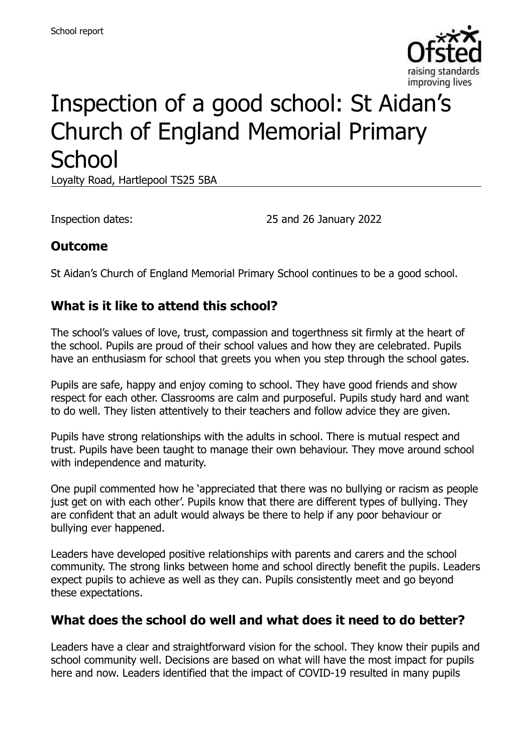School report

# Inspection of a good school: St Aidan's Church of England Memorial Primary School

Loyalty Road, Hartlepool TS25 5BA

Inspection dates: 25 and 26 January 2022

## Outcome

St Aidan's Church of England Memorial Primary School continues to be a good school.

## What is it like to attend this school?

The school's values of love, trust, compassion and togerthness sit firmly at the heart of the school. Pupils are proud of their school values and how they are celebrated. Pupils have an enthusiasm for school that greets you when you step through the school gates.

Pupils are safe, happy and enjoy coming to school. They have good friends and show respect for each other. Classrooms are calm and purposeful. Pupils study hard and want to do well. They listen attentively to their teachers and follow advice they are given.

Pupils have strong relationships with the adults in school. There is mutual respect and trust. Pupils have been taught to manage their own behaviour. They move around school with independence and maturity.

One pupil commented how he 'appreciated that there was no bullying or racism as people just get on with each other'. Pupils know that there are different types of bullying. They are confident that an adult would always be there to help if any poor behaviour or bullying ever happened.

Leaders have developed positive relationships with parents and carers and the school community. The strong links between home and school directly benefit the pupils. Leaders expect pupils to achieve as well as they can. Pupils consistently meet and go beyond these expectations.

## What does the school do well and what does it need to do better?

Leaders have a clear and straightforward vision for the school. They know their pupils and school community well. Decisions are based on what will have the most impact for pupils here and now. Leaders identified that the impact of COVID-19 resulted in many pupils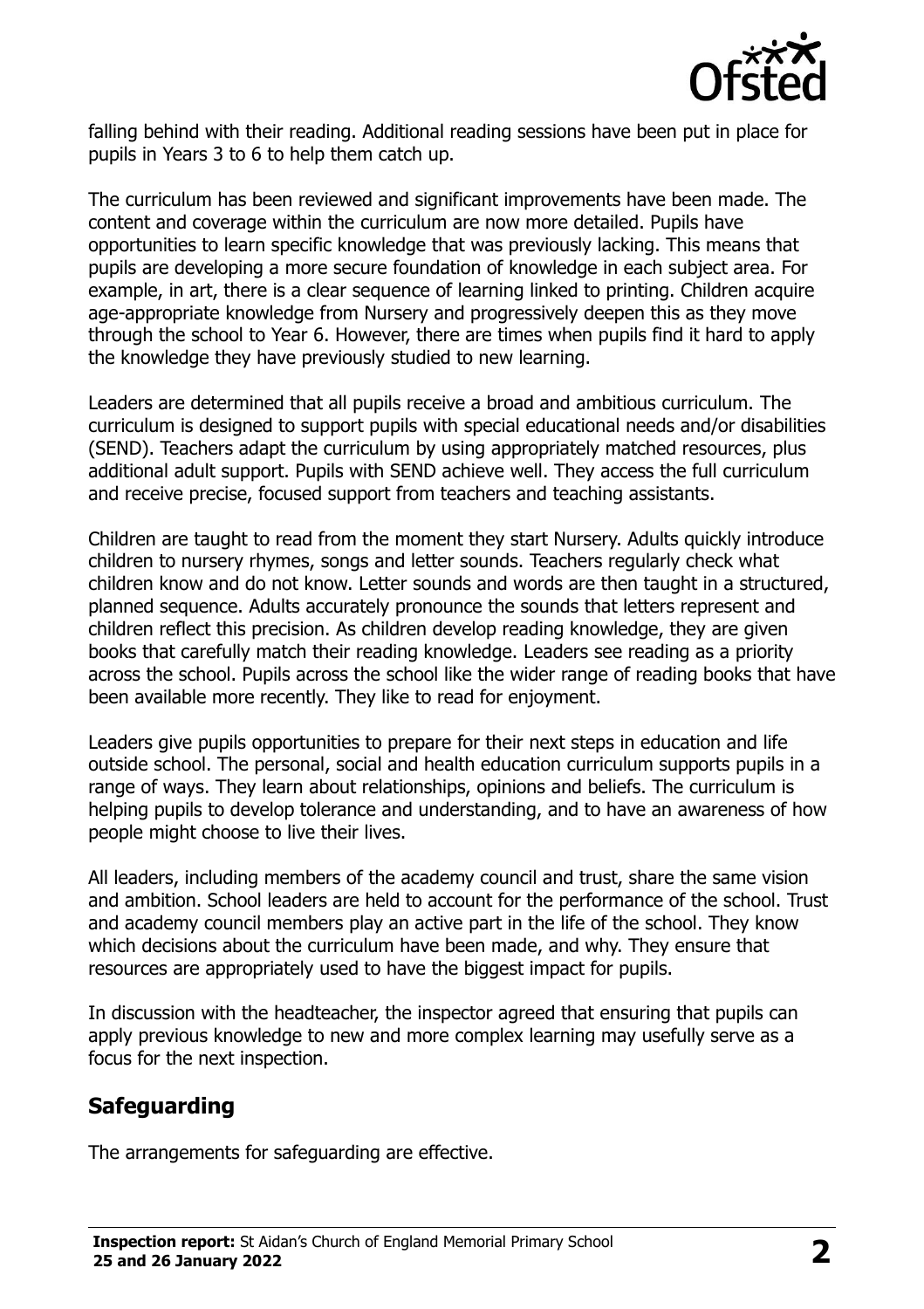falling behind with their reading. Additional reading sessions have been put in place for pupils in Years 3 to 6 to help them catch up.

The curriculum has been reviewed and significant improvements have been made. The content and coverage within the curriculum are now more detailed. Pupils have opportunities to learn specific knowledge that was previously lacking. This means that pupils are developing a more secure foundation of knowledge in each subject area. For example, in art, there is a clear sequence of learning linked to printing. Children acquire age-appropriate knowledge from Nursery and progressively deepen this as they move through the school to Year 6. However, there are times when pupils find it hard to apply the knowledge they have previously studied to new learning.

Leaders are determined that all pupils receive a broad and ambitious curriculum. The curriculum is designed to support pupils with special educational needs and/or disabilities (SEND). Teachers adapt the curriculum by using appropriately matched resources, plus additional adult support. Pupils with SEND achieve well. They access the full curriculum and receive precise, focused support from teachers and teaching assistants.

Children are taught to read from the moment they start Nursery. Adults quickly introduce children to nursery rhymes, songs and letter sounds. Teachers regularly check what children know and do not know. Letter sounds and words are then taught in a structured, planned sequence. Adults accurately pronounce the sounds that letters represent and children reflect this precision. As children develop reading knowledge, they are given books that carefully match their reading knowledge. Leaders see reading as a priority across the school. Pupils across the school like the wider range of reading books that have been available more recently. They like to read for enjoyment.

Leaders give pupils opportunities to prepare for their next steps in education and life outside school. The personal, social and health education curriculum supports pupils in a range of ways. They learn about relationships, opinions and beliefs. The curriculum is helping pupils to develop tolerance and understanding, and to have an awareness of how people might choose to live their lives.

All leaders, including members of the academy council and trust, share the same vision and ambition. School leaders are held to account for the performance of the school. Trust and academy council members play an active part in the life of the school. They know which decisions about the curriculum have been made, and why. They ensure that resources are appropriately used to have the biggest impact for pupils.

In discussion with the headteacher, the inspector agreed that ensuring that pupils can apply previous knowledge to new and more complex learning may usefully serve as a focus for the next inspection.

## Safeguarding

The arrangements for safeguarding are effective.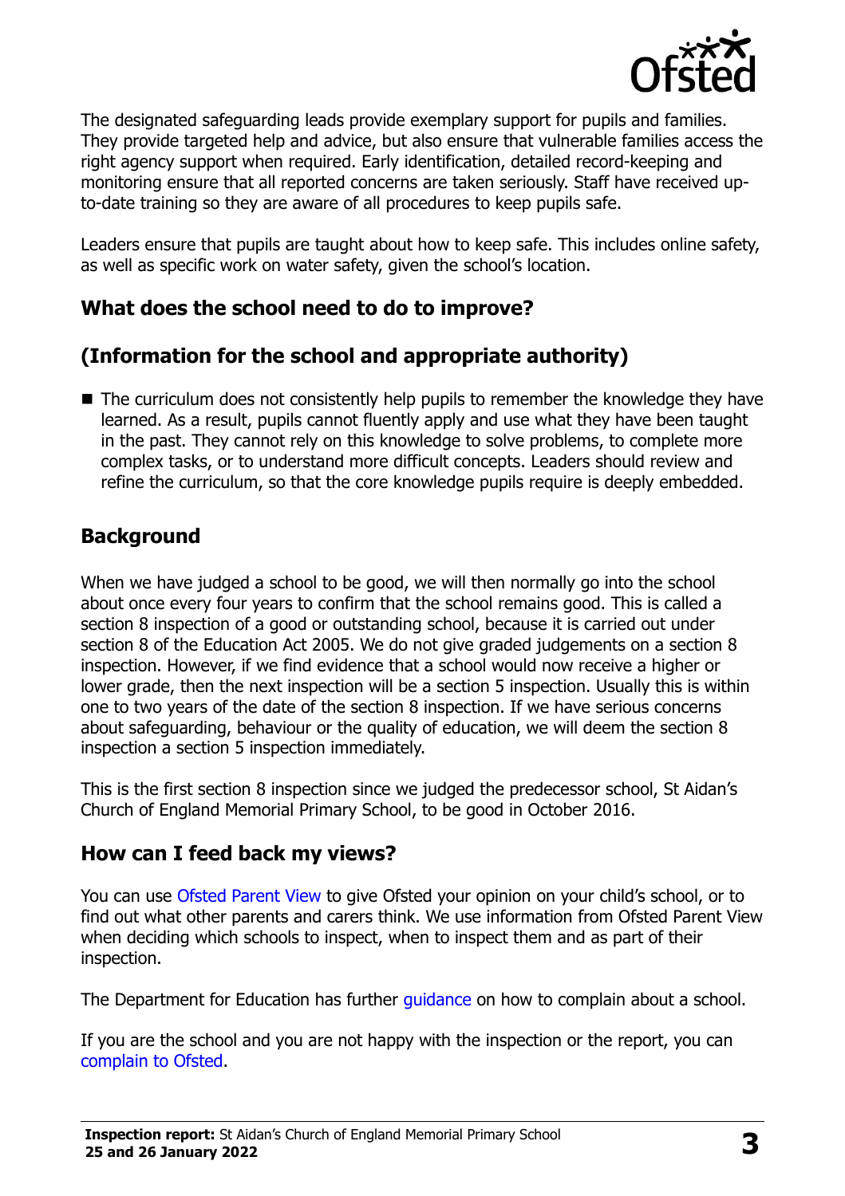The designated safeguarding leads provide exemplary support for pupils and families. They provide targeted help and advice, but also ensure that vulnerable families access the right agency support when required. Early identification, detailed record-keeping and monitoring ensure that all reported concerns are taken seriously. Staff have received up-to-date training so they are aware of all procedures to keep pupils safe.

Leaders ensure that pupils are taught about how to keep safe. This includes online safety, as well as specific work on water safety, given the school's location.

## What does the school need to do to improve?

## (Information for the school and appropriate authority)

- The curriculum does not consistently help pupils to remember the knowledge they have learned. As a result, pupils cannot fluently apply and use what they have been taught in the past. They cannot rely on this knowledge to solve problems, to complete more complex tasks, or to understand more difficult concepts. Leaders should review and refine the curriculum, so that the core knowledge pupils require is deeply embedded.

## Background

When we have judged a school to be good, we will then normally go into the school about once every four years to confirm that the school remains good. This is called a section 8 inspection of a good or outstanding school, because it is carried out under section 8 of the Education Act 2005. We do not give graded judgements on a section 8 inspection. However, if we find evidence that a school would now receive a higher or lower grade, then the next inspection will be a section 5 inspection. Usually this is within one to two years of the date of the section 8 inspection. If we have serious concerns about safeguarding, behaviour or the quality of education, we will deem the section 8 inspection a section 5 inspection immediately.

This is the first section 8 inspection since we judged the predecessor school, St Aidan's Church of England Memorial Primary School, to be good in October 2016.

## How can I feed back my views?

You can use Ofsted Parent View to give Ofsted your opinion on your child's school, or to find out what other parents and carers think. We use information from Ofsted Parent View when deciding which schools to inspect, when to inspect them and as part of their inspection.

The Department for Education has further guidance on how to complain about a school.

If you are the school and you are not happy with the inspection or the report, you can complain to Ofsted.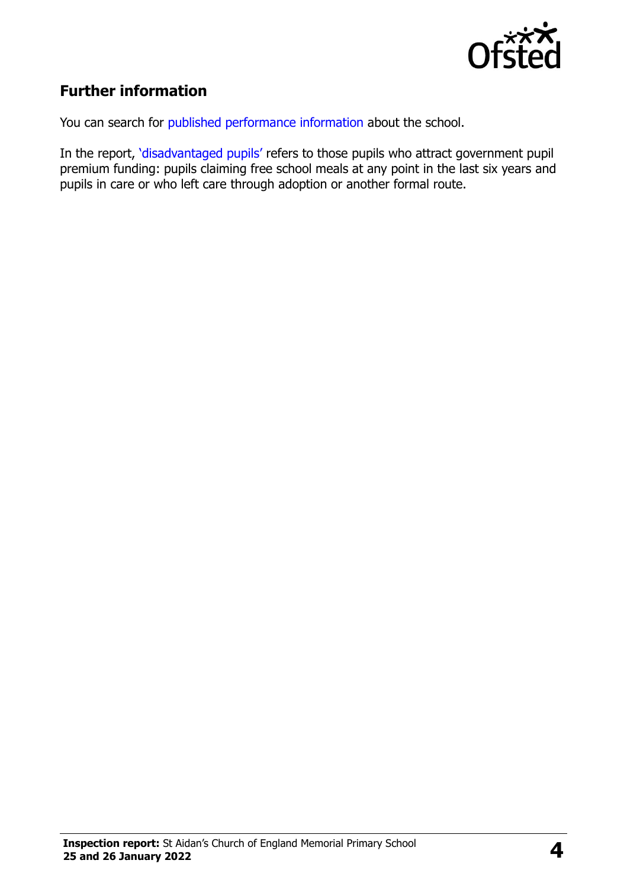## Further information

You can search for published performance information about the school.

In the report, 'disadvantaged pupils' refers to those pupils who attract government pupil premium funding: pupils claiming free school meals at any point in the last six years and pupils in care or who left care through adoption or another formal route.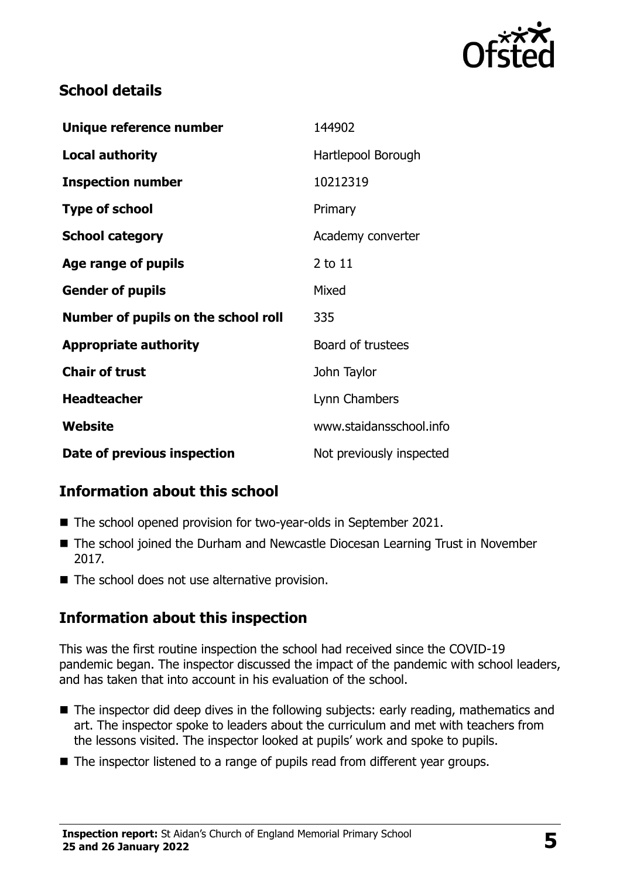## School details

| | |
|---|---|
| **Unique reference number** | 144902 |
| **Local authority** | Hartlepool Borough |
| **Inspection number** | 10212319 |
| **Type of school** | Primary |
| **School category** | Academy converter |
| **Age range of pupils** | 2 to 11 |
| **Gender of pupils** | Mixed |
| **Number of pupils on the school roll** | 335 |
| **Appropriate authority** | Board of trustees |
| **Chair of trust** | John Taylor |
| **Headteacher** | Lynn Chambers |
| **Website** | www.staidansschool.info |
| **Date of previous inspection** | Not previously inspected |

## Information about this school

- The school opened provision for two-year-olds in September 2021.
- The school joined the Durham and Newcastle Diocesan Learning Trust in November 2017.
- The school does not use alternative provision.

## Information about this inspection

This was the first routine inspection the school had received since the COVID-19 pandemic began. The inspector discussed the impact of the pandemic with school leaders, and has taken that into account in his evaluation of the school.

- The inspector did deep dives in the following subjects: early reading, mathematics and art. The inspector spoke to leaders about the curriculum and met with teachers from the lessons visited. The inspector looked at pupils' work and spoke to pupils.
- The inspector listened to a range of pupils read from different year groups.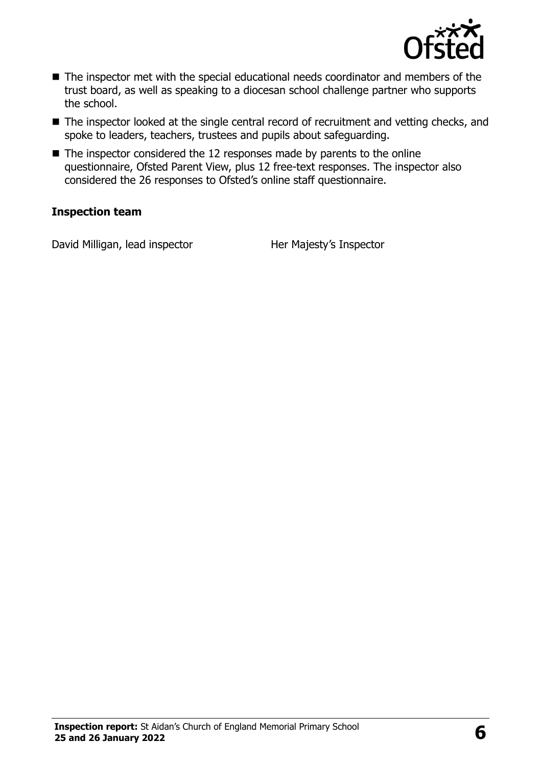- The inspector met with the special educational needs coordinator and members of the trust board, as well as speaking to a diocesan school challenge partner who supports the school.
- The inspector looked at the single central record of recruitment and vetting checks, and spoke to leaders, teachers, trustees and pupils about safeguarding.
- The inspector considered the 12 responses made by parents to the online questionnaire, Ofsted Parent View, plus 12 free-text responses. The inspector also considered the 26 responses to Ofsted's online staff questionnaire.

**Inspection team**

| | |
|---|---|
| David Milligan, lead inspector | Her Majesty's Inspector |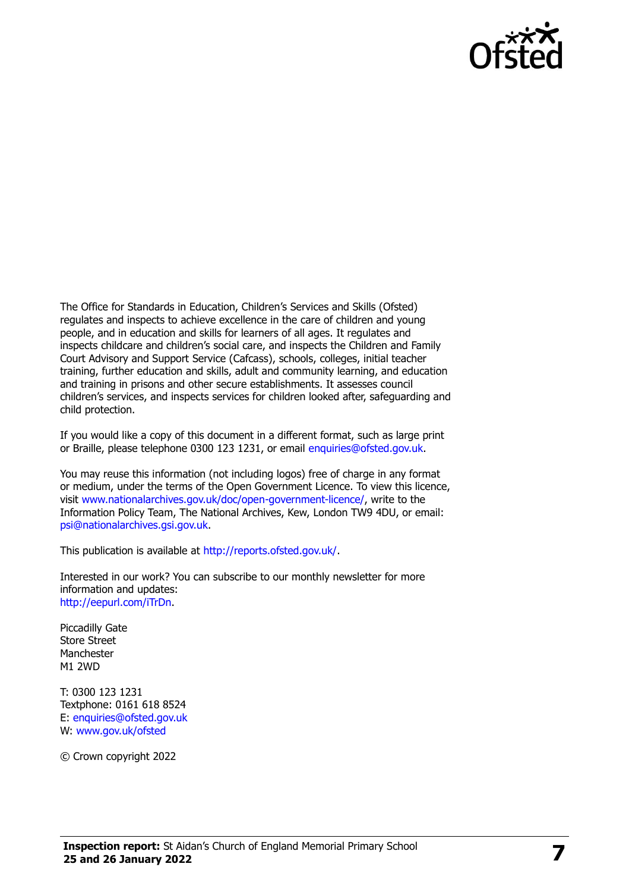The Office for Standards in Education, Children's Services and Skills (Ofsted) regulates and inspects to achieve excellence in the care of children and young people, and in education and skills for learners of all ages. It regulates and inspects childcare and children's social care, and inspects the Children and Family Court Advisory and Support Service (Cafcass), schools, colleges, initial teacher training, further education and skills, adult and community learning, and education and training in prisons and other secure establishments. It assesses council children's services, and inspects services for children looked after, safeguarding and child protection.

If you would like a copy of this document in a different format, such as large print or Braille, please telephone 0300 123 1231, or email enquiries@ofsted.gov.uk.

You may reuse this information (not including logos) free of charge in any format or medium, under the terms of the Open Government Licence. To view this licence, visit www.nationalarchives.gov.uk/doc/open-government-licence/, write to the Information Policy Team, The National Archives, Kew, London TW9 4DU, or email: psi@nationalarchives.gsi.gov.uk.

This publication is available at http://reports.ofsted.gov.uk/.

Interested in our work? You can subscribe to our monthly newsletter for more information and updates:
http://eepurl.com/iTrDn.

Piccadilly Gate
Store Street
Manchester
M1 2WD

T: 0300 123 1231
Textphone: 0161 618 8524
E: enquiries@ofsted.gov.uk
W: www.gov.uk/ofsted

© Crown copyright 2022